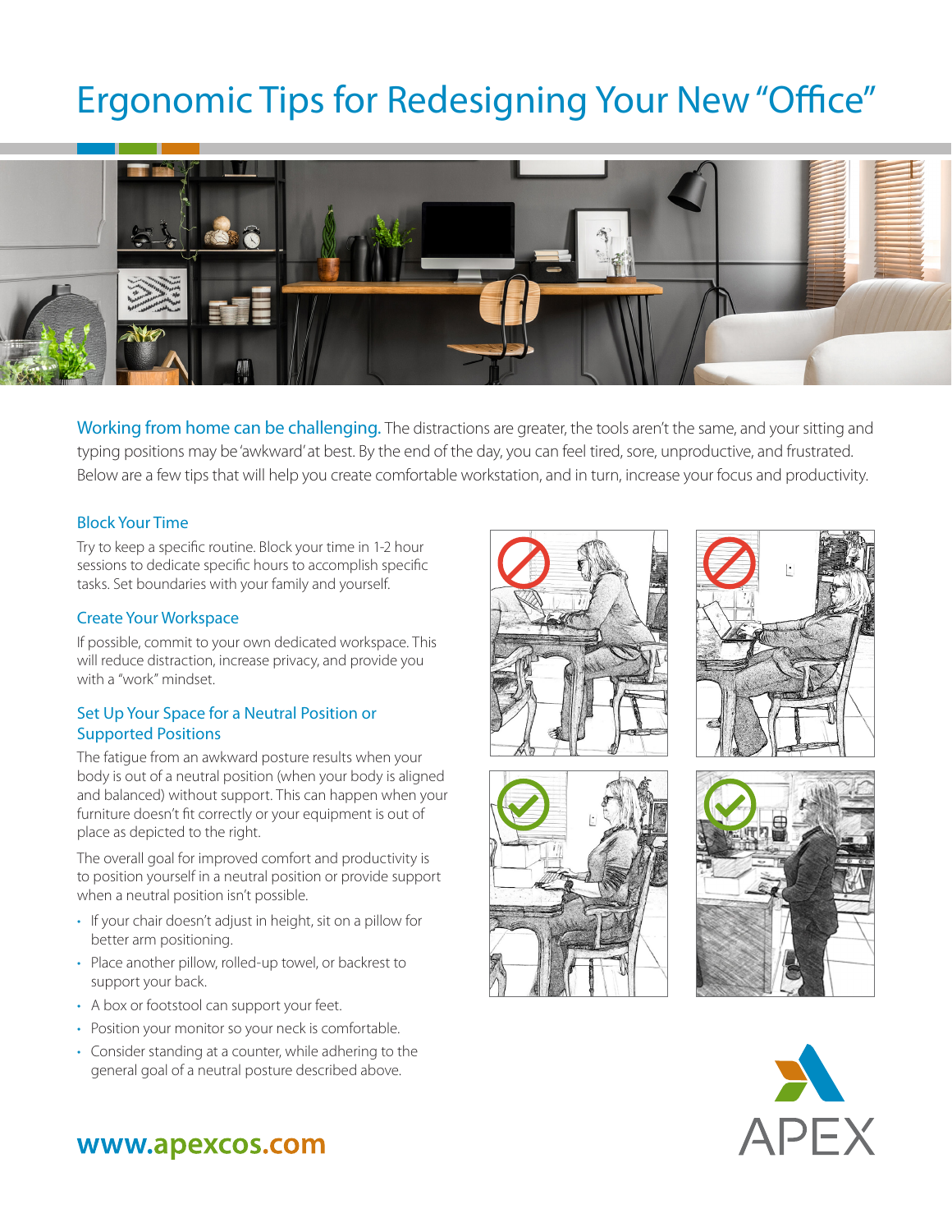# Ergonomic Tips for Redesigning Your New "Office"

**Working from home can be challenging.** The distractions are greater, the tools aren't the same, and your sitting and typing positions may be 'awkward' at best. By the end of the day, you can feel tired, sore, unproductive, and frustrated. Below are a few tips that will help you create comfortable workstation, and in turn, increase your focus and productivity.

## Block Your Time

Try to keep a specific routine. Block your time in 1-2 hour sessions to dedicate specific hours to accomplish specific tasks. Set boundaries with your family and yourself.

## Create Your Workspace

If possible, commit to your own dedicated workspace. This will reduce distraction, increase privacy, and provide you with a "work" mindset.

## Set Up Your Space for a Neutral Position or Supported Positions

The fatigue from an awkward posture results when your body is out of a neutral position (when your body is aligned and balanced) without support. This can happen when your furniture doesn't fit correctly or your equipment is out of place as depicted to the right.

The overall goal for improved comfort and productivity is to position yourself in a neutral position or provide support when a neutral position isn't possible.

- If your chair doesn't adjust in height, sit on a pillow for better arm positioning.
- Place another pillow, rolled-up towel, or backrest to support your back.
- A box or footstool can support your feet.
- Position your monitor so your neck is comfortable.
- Consider standing at a counter, while adhering to the general goal of a neutral posture described above.

**www.apexcos.com**

APEX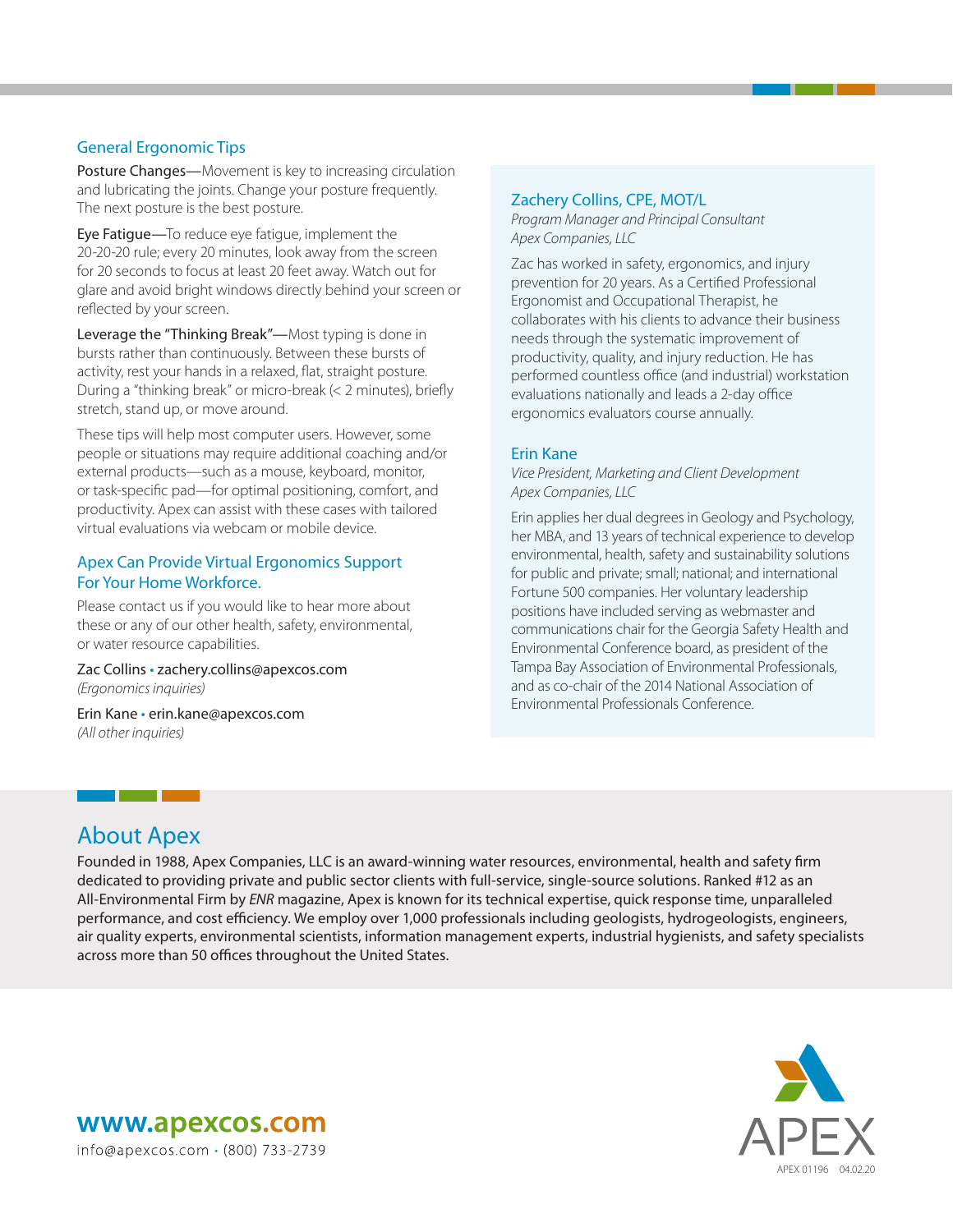## General Ergonomic Tips

**Posture Changes**—Movement is key to increasing circulation and lubricating the joints. Change your posture frequently. The next posture is the best posture.

**Eye Fatigue**—To reduce eye fatigue, implement the 20-20-20 rule; every 20 minutes, look away from the screen for 20 seconds to focus at least 20 feet away. Watch out for glare and avoid bright windows directly behind your screen or reflected by your screen.

**Leverage the "Thinking Break"**—Most typing is done in bursts rather than continuously. Between these bursts of activity, rest your hands in a relaxed, flat, straight posture. During a "thinking break" or micro-break (< 2 minutes), briefly stretch, stand up, or move around.

These tips will help most computer users. However, some people or situations may require additional coaching and/or external products—such as a mouse, keyboard, monitor, or task-specific pad—for optimal positioning, comfort, and productivity. Apex can assist with these cases with tailored virtual evaluations via webcam or mobile device.

## Apex Can Provide Virtual Ergonomics Support For Your Home Workforce.

Please contact us if you would like to hear more about these or any of our other health, safety, environmental, or water resource capabilities.

Zac Collins • zachery.collins@apexcos.com
*(Ergonomics inquiries)*

Erin Kane • erin.kane@apexcos.com
*(All other inquiries)*

### Zachery Collins, CPE, MOT/L

*Program Manager and Principal Consultant*
*Apex Companies, LLC*

Zac has worked in safety, ergonomics, and injury prevention for 20 years. As a Certified Professional Ergonomist and Occupational Therapist, he collaborates with his clients to advance their business needs through the systematic improvement of productivity, quality, and injury reduction. He has performed countless office (and industrial) workstation evaluations nationally and leads a 2-day office ergonomics evaluators course annually.

### Erin Kane

*Vice President, Marketing and Client Development*
*Apex Companies, LLC*

Erin applies her dual degrees in Geology and Psychology, her MBA, and 13 years of technical experience to develop environmental, health, safety and sustainability solutions for public and private; small; national; and international Fortune 500 companies. Her voluntary leadership positions have included serving as webmaster and communications chair for the Georgia Safety Health and Environmental Conference board, as president of the Tampa Bay Association of Environmental Professionals, and as co-chair of the 2014 National Association of Environmental Professionals Conference.

## About Apex

Founded in 1988, Apex Companies, LLC is an award-winning water resources, environmental, health and safety firm dedicated to providing private and public sector clients with full-service, single-source solutions. Ranked #12 as an All-Environmental Firm by *ENR* magazine, Apex is known for its technical expertise, quick response time, unparalleled performance, and cost efficiency. We employ over 1,000 professionals including geologists, hydrogeologists, engineers, air quality experts, environmental scientists, information management experts, industrial hygienists, and safety specialists across more than 50 offices throughout the United States.

**www.apexcos.com**
info@apexcos.com • (800) 733-2739

APEX

APEX 01196 04.02.20